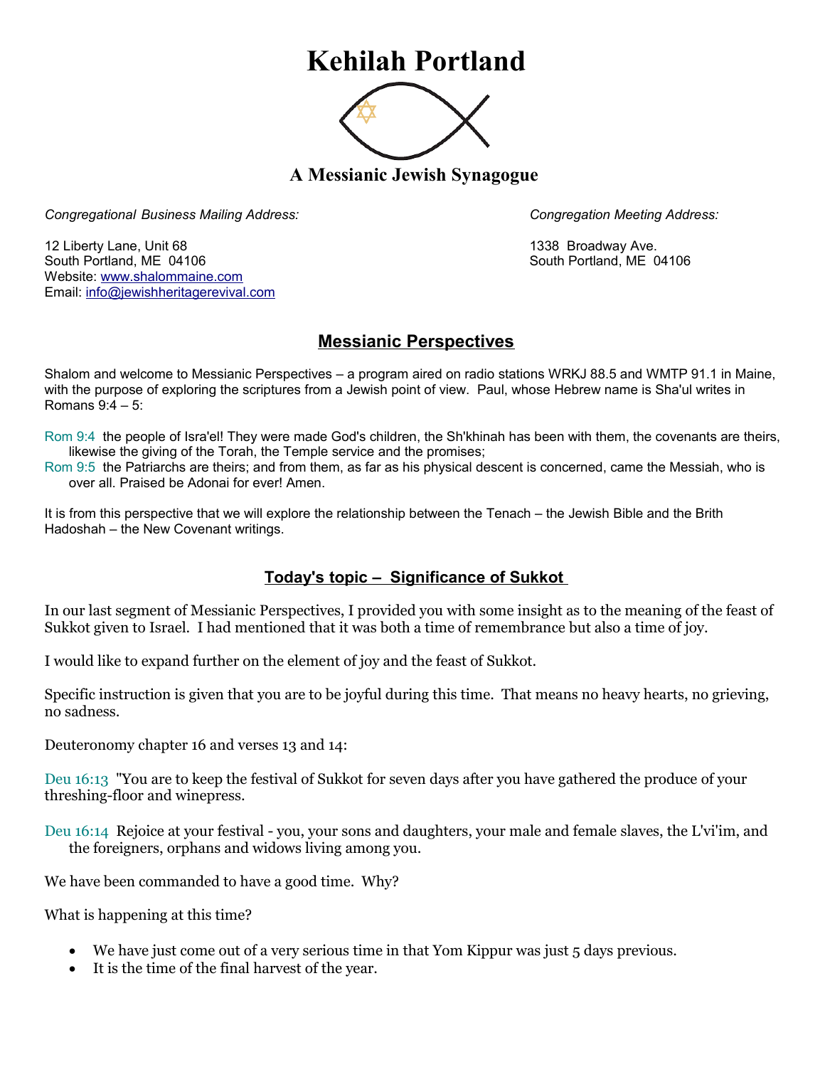# Kehilah Portland

## A Messianic Jewish Synagogue

*Congregational Business Mailing Address:*

12 Liberty Lane, Unit 68
South Portland, ME 04106
Website: www.shalommaine.com
Email: info@jewishheritagerevival.com

*Congregation Meeting Address:*

1338 Broadway Ave.
South Portland, ME 04106

## Messianic Perspectives

Shalom and welcome to Messianic Perspectives – a program aired on radio stations WRKJ 88.5 and WMTP 91.1 in Maine, with the purpose of exploring the scriptures from a Jewish point of view. Paul, whose Hebrew name is Sha'ul writes in Romans 9:4 – 5:

Rom 9:4 the people of Isra'el! They were made God's children, the Sh'khinah has been with them, the covenants are theirs, likewise the giving of the Torah, the Temple service and the promises;
Rom 9:5 the Patriarchs are theirs; and from them, as far as his physical descent is concerned, came the Messiah, who is over all. Praised be Adonai for ever! Amen.

It is from this perspective that we will explore the relationship between the Tenach – the Jewish Bible and the Brith Hadoshah – the New Covenant writings.

## Today's topic – Significance of Sukkot

In our last segment of Messianic Perspectives, I provided you with some insight as to the meaning of the feast of Sukkot given to Israel. I had mentioned that it was both a time of remembrance but also a time of joy.

I would like to expand further on the element of joy and the feast of Sukkot.

Specific instruction is given that you are to be joyful during this time. That means no heavy hearts, no grieving, no sadness.

Deuteronomy chapter 16 and verses 13 and 14:

Deu 16:13 "You are to keep the festival of Sukkot for seven days after you have gathered the produce of your threshing-floor and winepress.

Deu 16:14 Rejoice at your festival - you, your sons and daughters, your male and female slaves, the L'vi'im, and the foreigners, orphans and widows living among you.

We have been commanded to have a good time. Why?

What is happening at this time?

- We have just come out of a very serious time in that Yom Kippur was just 5 days previous.
- It is the time of the final harvest of the year.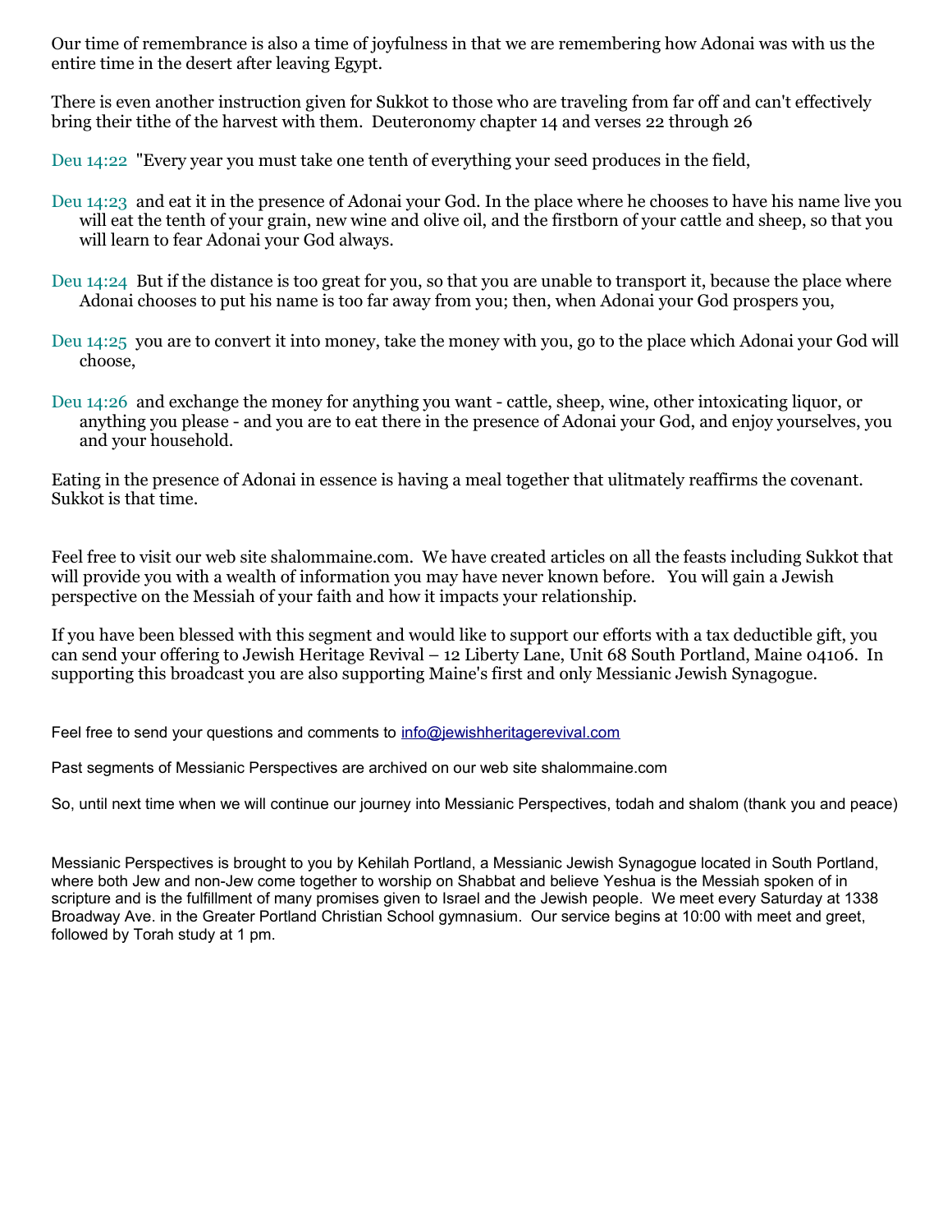Our time of remembrance is also a time of joyfulness in that we are remembering how Adonai was with us the entire time in the desert after leaving Egypt.

There is even another instruction given for Sukkot to those who are traveling from far off and can't effectively bring their tithe of the harvest with them. Deuteronomy chapter 14 and verses 22 through 26

Deu 14:22 "Every year you must take one tenth of everything your seed produces in the field,

Deu 14:23 and eat it in the presence of Adonai your God. In the place where he chooses to have his name live you will eat the tenth of your grain, new wine and olive oil, and the firstborn of your cattle and sheep, so that you will learn to fear Adonai your God always.

Deu 14:24 But if the distance is too great for you, so that you are unable to transport it, because the place where Adonai chooses to put his name is too far away from you; then, when Adonai your God prospers you,

Deu 14:25 you are to convert it into money, take the money with you, go to the place which Adonai your God will choose,

Deu 14:26 and exchange the money for anything you want - cattle, sheep, wine, other intoxicating liquor, or anything you please - and you are to eat there in the presence of Adonai your God, and enjoy yourselves, you and your household.

Eating in the presence of Adonai in essence is having a meal together that ulitmately reaffirms the covenant. Sukkot is that time.

Feel free to visit our web site shalommaine.com. We have created articles on all the feasts including Sukkot that will provide you with a wealth of information you may have never known before. You will gain a Jewish perspective on the Messiah of your faith and how it impacts your relationship.

If you have been blessed with this segment and would like to support our efforts with a tax deductible gift, you can send your offering to Jewish Heritage Revival – 12 Liberty Lane, Unit 68 South Portland, Maine 04106. In supporting this broadcast you are also supporting Maine's first and only Messianic Jewish Synagogue.

Feel free to send your questions and comments to info@jewishheritagerevival.com

Past segments of Messianic Perspectives are archived on our web site shalommaine.com

So, until next time when we will continue our journey into Messianic Perspectives, todah and shalom (thank you and peace)

Messianic Perspectives is brought to you by Kehilah Portland, a Messianic Jewish Synagogue located in South Portland, where both Jew and non-Jew come together to worship on Shabbat and believe Yeshua is the Messiah spoken of in scripture and is the fulfillment of many promises given to Israel and the Jewish people. We meet every Saturday at 1338 Broadway Ave. in the Greater Portland Christian School gymnasium. Our service begins at 10:00 with meet and greet, followed by Torah study at 1 pm.